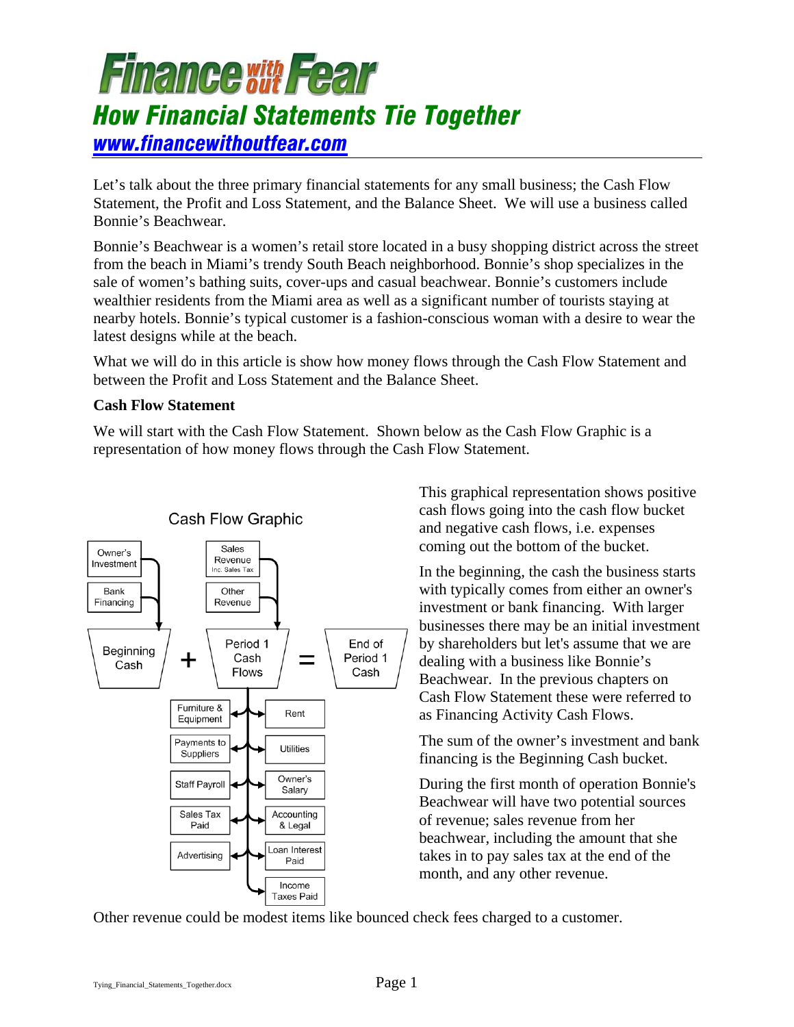# Finance without Fear

## How Financial Statements Tie Together

[www.financewithoutfear.com](http://www.financewithoutfear.com)

Let's talk about the three primary financial statements for any small business; the Cash Flow Statement, the Profit and Loss Statement, and the Balance Sheet. We will use a business called Bonnie's Beachwear.

Bonnie's Beachwear is a women's retail store located in a busy shopping district across the street from the beach in Miami's trendy South Beach neighborhood. Bonnie's shop specializes in the sale of women's bathing suits, cover-ups and casual beachwear. Bonnie's customers include wealthier residents from the Miami area as well as a significant number of tourists staying at nearby hotels. Bonnie's typical customer is a fashion-conscious woman with a desire to wear the latest designs while at the beach.

What we will do in this article is show how money flows through the Cash Flow Statement and between the Profit and Loss Statement and the Balance Sheet.

**Cash Flow Statement**

We will start with the Cash Flow Statement. Shown below as the Cash Flow Graphic is a representation of how money flows through the Cash Flow Statement.

Cash Flow Graphic

Owner's Investment | Bank Financing | Sales Revenue Inc. Sales Tax | Other Revenue

Beginning Cash + Period 1 Cash Flows = End of Period 1 Cash

Furniture & Equipment | Rent | Payments to Suppliers | Utilities | Staff Payroll | Owner's Salary | Sales Tax Paid | Accounting & Legal | Advertising | Loan Interest Paid | Income Taxes Paid

This graphical representation shows positive cash flows going into the cash flow bucket and negative cash flows, i.e. expenses coming out the bottom of the bucket.

In the beginning, the cash the business starts with typically comes from either an owner's investment or bank financing. With larger businesses there may be an initial investment by shareholders but let's assume that we are dealing with a business like Bonnie's Beachwear. In the previous chapters on Cash Flow Statement these were referred to as Financing Activity Cash Flows.

The sum of the owner's investment and bank financing is the Beginning Cash bucket.

During the first month of operation Bonnie's Beachwear will have two potential sources of revenue; sales revenue from her beachwear, including the amount that she takes in to pay sales tax at the end of the month, and any other revenue.

Other revenue could be modest items like bounced check fees charged to a customer.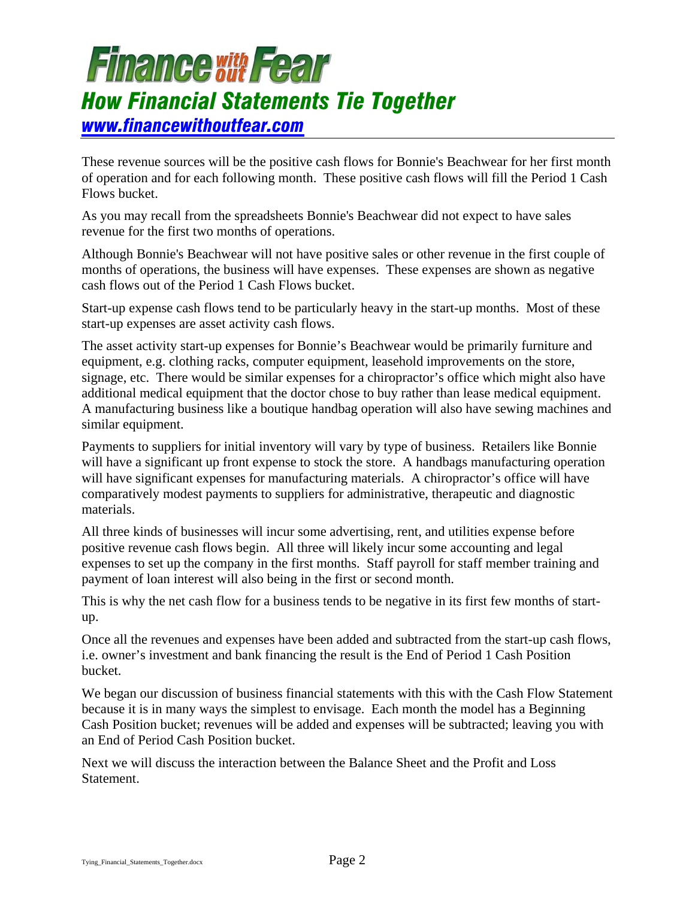These revenue sources will be the positive cash flows for Bonnie's Beachwear for her first month of operation and for each following month. These positive cash flows will fill the Period 1 Cash Flows bucket.

As you may recall from the spreadsheets Bonnie's Beachwear did not expect to have sales revenue for the first two months of operations.

Although Bonnie's Beachwear will not have positive sales or other revenue in the first couple of months of operations, the business will have expenses. These expenses are shown as negative cash flows out of the Period 1 Cash Flows bucket.

Start-up expense cash flows tend to be particularly heavy in the start-up months. Most of these start-up expenses are asset activity cash flows.

The asset activity start-up expenses for Bonnie's Beachwear would be primarily furniture and equipment, e.g. clothing racks, computer equipment, leasehold improvements on the store, signage, etc. There would be similar expenses for a chiropractor's office which might also have additional medical equipment that the doctor chose to buy rather than lease medical equipment. A manufacturing business like a boutique handbag operation will also have sewing machines and similar equipment.

Payments to suppliers for initial inventory will vary by type of business. Retailers like Bonnie will have a significant up front expense to stock the store. A handbags manufacturing operation will have significant expenses for manufacturing materials. A chiropractor's office will have comparatively modest payments to suppliers for administrative, therapeutic and diagnostic materials.

All three kinds of businesses will incur some advertising, rent, and utilities expense before positive revenue cash flows begin. All three will likely incur some accounting and legal expenses to set up the company in the first months. Staff payroll for staff member training and payment of loan interest will also being in the first or second month.

This is why the net cash flow for a business tends to be negative in its first few months of start-up.

Once all the revenues and expenses have been added and subtracted from the start-up cash flows, i.e. owner's investment and bank financing the result is the End of Period 1 Cash Position bucket.

We began our discussion of business financial statements with this with the Cash Flow Statement because it is in many ways the simplest to envisage. Each month the model has a Beginning Cash Position bucket; revenues will be added and expenses will be subtracted; leaving you with an End of Period Cash Position bucket.

Next we will discuss the interaction between the Balance Sheet and the Profit and Loss Statement.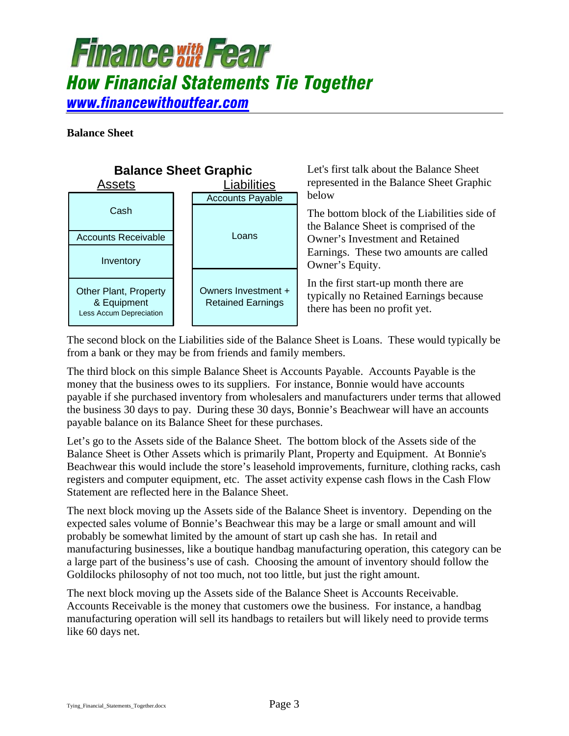**Balance Sheet**

**Balance Sheet Graphic**

| Assets | Liabilities |
|---|---|
| Cash | Accounts Payable |
| Accounts Receivable | Loans |
| Inventory | |
| Other Plant, Property & Equipment Less Accum Depreciation | Owners Investment + Retained Earnings |

Let's first talk about the Balance Sheet represented in the Balance Sheet Graphic below

The bottom block of the Liabilities side of the Balance Sheet is comprised of the Owner's Investment and Retained Earnings. These two amounts are called Owner's Equity.

In the first start-up month there are typically no Retained Earnings because there has been no profit yet.

The second block on the Liabilities side of the Balance Sheet is Loans. These would typically be from a bank or they may be from friends and family members.

The third block on this simple Balance Sheet is Accounts Payable. Accounts Payable is the money that the business owes to its suppliers. For instance, Bonnie would have accounts payable if she purchased inventory from wholesalers and manufacturers under terms that allowed the business 30 days to pay. During these 30 days, Bonnie's Beachwear will have an accounts payable balance on its Balance Sheet for these purchases.

Let's go to the Assets side of the Balance Sheet. The bottom block of the Assets side of the Balance Sheet is Other Assets which is primarily Plant, Property and Equipment. At Bonnie's Beachwear this would include the store's leasehold improvements, furniture, clothing racks, cash registers and computer equipment, etc. The asset activity expense cash flows in the Cash Flow Statement are reflected here in the Balance Sheet.

The next block moving up the Assets side of the Balance Sheet is inventory. Depending on the expected sales volume of Bonnie's Beachwear this may be a large or small amount and will probably be somewhat limited by the amount of start up cash she has. In retail and manufacturing businesses, like a boutique handbag manufacturing operation, this category can be a large part of the business's use of cash. Choosing the amount of inventory should follow the Goldilocks philosophy of not too much, not too little, but just the right amount.

The next block moving up the Assets side of the Balance Sheet is Accounts Receivable. Accounts Receivable is the money that customers owe the business. For instance, a handbag manufacturing operation will sell its handbags to retailers but will likely need to provide terms like 60 days net.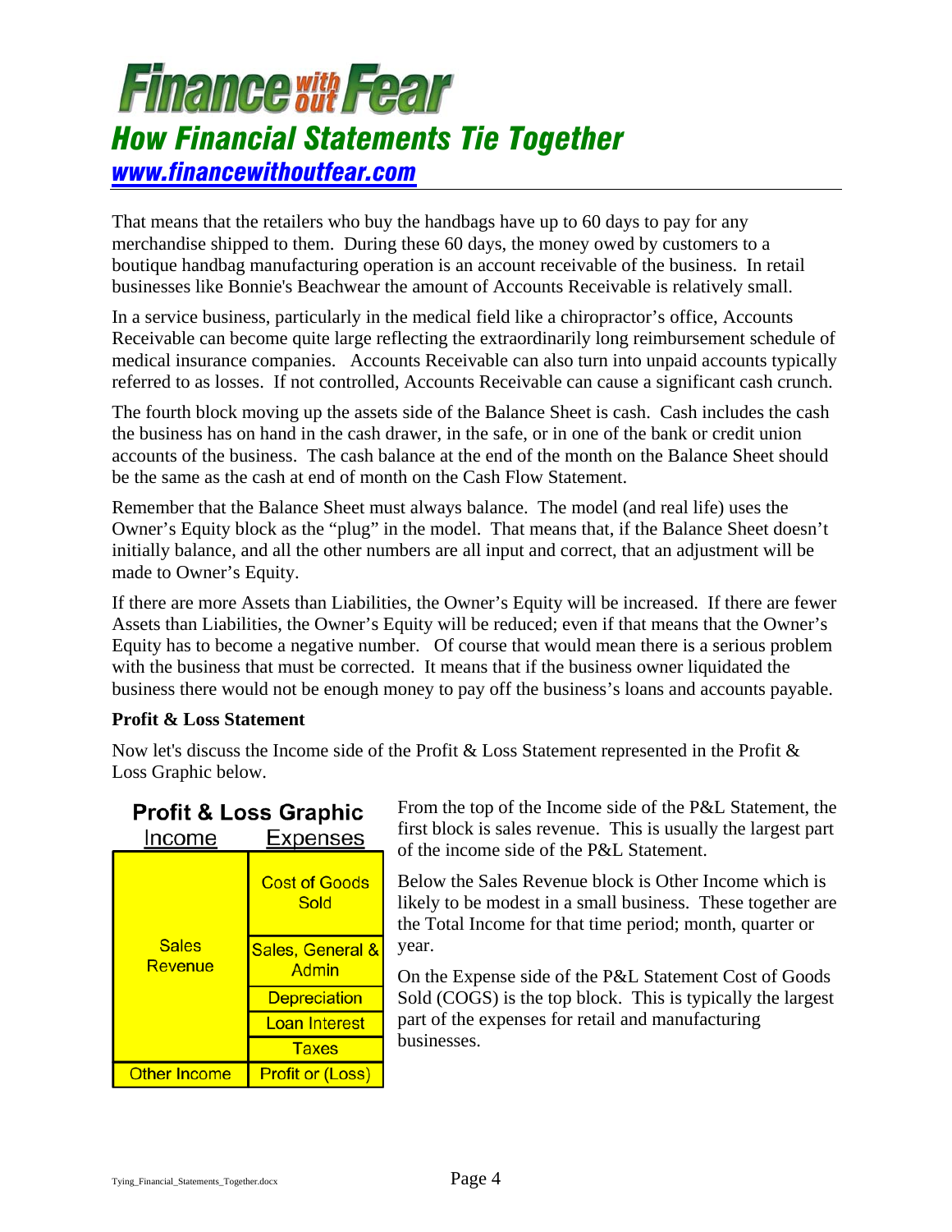That means that the retailers who buy the handbags have up to 60 days to pay for any merchandise shipped to them. During these 60 days, the money owed by customers to a boutique handbag manufacturing operation is an account receivable of the business. In retail businesses like Bonnie's Beachwear the amount of Accounts Receivable is relatively small.

In a service business, particularly in the medical field like a chiropractor's office, Accounts Receivable can become quite large reflecting the extraordinarily long reimbursement schedule of medical insurance companies. Accounts Receivable can also turn into unpaid accounts typically referred to as losses. If not controlled, Accounts Receivable can cause a significant cash crunch.

The fourth block moving up the assets side of the Balance Sheet is cash. Cash includes the cash the business has on hand in the cash drawer, in the safe, or in one of the bank or credit union accounts of the business. The cash balance at the end of the month on the Balance Sheet should be the same as the cash at end of month on the Cash Flow Statement.

Remember that the Balance Sheet must always balance. The model (and real life) uses the Owner's Equity block as the "plug" in the model. That means that, if the Balance Sheet doesn't initially balance, and all the other numbers are all input and correct, that an adjustment will be made to Owner's Equity.

If there are more Assets than Liabilities, the Owner's Equity will be increased. If there are fewer Assets than Liabilities, the Owner's Equity will be reduced; even if that means that the Owner's Equity has to become a negative number. Of course that would mean there is a serious problem with the business that must be corrected. It means that if the business owner liquidated the business there would not be enough money to pay off the business's loans and accounts payable.

**Profit & Loss Statement**

Now let's discuss the Income side of the Profit & Loss Statement represented in the Profit & Loss Graphic below.

**Profit & Loss Graphic**

| Income | Expenses |
|---|---|
| Sales Revenue | Cost of Goods Sold |
| | Sales, General & Admin |
| | Depreciation |
| | Loan Interest |
| | Taxes |
| Other Income | Profit or (Loss) |

From the top of the Income side of the P&L Statement, the first block is sales revenue. This is usually the largest part of the income side of the P&L Statement.

Below the Sales Revenue block is Other Income which is likely to be modest in a small business. These together are the Total Income for that time period; month, quarter or year.

On the Expense side of the P&L Statement Cost of Goods Sold (COGS) is the top block. This is typically the largest part of the expenses for retail and manufacturing businesses.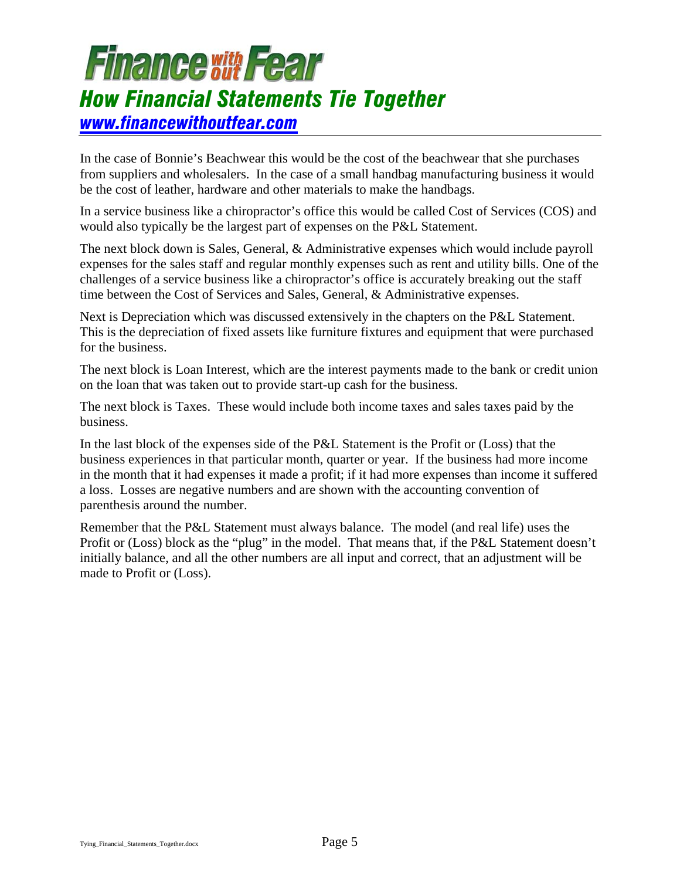In the case of Bonnie's Beachwear this would be the cost of the beachwear that she purchases from suppliers and wholesalers. In the case of a small handbag manufacturing business it would be the cost of leather, hardware and other materials to make the handbags.

In a service business like a chiropractor's office this would be called Cost of Services (COS) and would also typically be the largest part of expenses on the P&L Statement.

The next block down is Sales, General, & Administrative expenses which would include payroll expenses for the sales staff and regular monthly expenses such as rent and utility bills. One of the challenges of a service business like a chiropractor's office is accurately breaking out the staff time between the Cost of Services and Sales, General, & Administrative expenses.

Next is Depreciation which was discussed extensively in the chapters on the P&L Statement. This is the depreciation of fixed assets like furniture fixtures and equipment that were purchased for the business.

The next block is Loan Interest, which are the interest payments made to the bank or credit union on the loan that was taken out to provide start-up cash for the business.

The next block is Taxes. These would include both income taxes and sales taxes paid by the business.

In the last block of the expenses side of the P&L Statement is the Profit or (Loss) that the business experiences in that particular month, quarter or year. If the business had more income in the month that it had expenses it made a profit; if it had more expenses than income it suffered a loss. Losses are negative numbers and are shown with the accounting convention of parenthesis around the number.

Remember that the P&L Statement must always balance. The model (and real life) uses the Profit or (Loss) block as the "plug" in the model. That means that, if the P&L Statement doesn't initially balance, and all the other numbers are all input and correct, that an adjustment will be made to Profit or (Loss).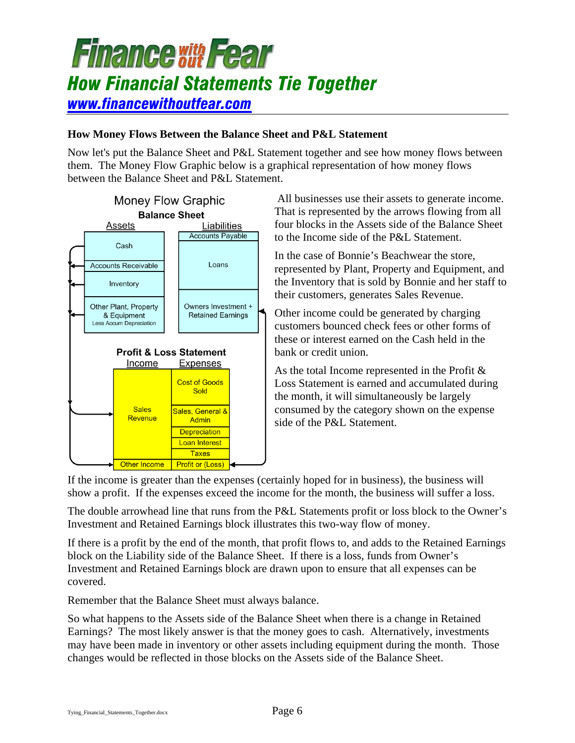### How Money Flows Between the Balance Sheet and P&L Statement

Now let's put the Balance Sheet and P&L Statement together and see how money flows between them. The Money Flow Graphic below is a graphical representation of how money flows between the Balance Sheet and P&L Statement.

**Money Flow Graphic**

**Balance Sheet**

| Assets | Liabilities |
|---|---|
| Cash | Accounts Payable |
| Accounts Receivable | Loans |
| Inventory | |
| Other Plant, Property & Equipment Less Accum Depreciation | Owners Investment + Retained Earnings |

**Profit & Loss Statement**

| Income | Expenses |
|---|---|
| Sales Revenue | Cost of Goods Sold |
| | Sales, General & Admin |
| | Depreciation |
| | Loan Interest |
| | Taxes |
| Other Income | Profit or (Loss) |

All businesses use their assets to generate income. That is represented by the arrows flowing from all four blocks in the Assets side of the Balance Sheet to the Income side of the P&L Statement.

In the case of Bonnie's Beachwear the store, represented by Plant, Property and Equipment, and the Inventory that is sold by Bonnie and her staff to their customers, generates Sales Revenue.

Other income could be generated by charging customers bounced check fees or other forms of these or interest earned on the Cash held in the bank or credit union.

As the total Income represented in the Profit & Loss Statement is earned and accumulated during the month, it will simultaneously be largely consumed by the category shown on the expense side of the P&L Statement.

If the income is greater than the expenses (certainly hoped for in business), the business will show a profit. If the expenses exceed the income for the month, the business will suffer a loss.

The double arrowhead line that runs from the P&L Statements profit or loss block to the Owner's Investment and Retained Earnings block illustrates this two-way flow of money.

If there is a profit by the end of the month, that profit flows to, and adds to the Retained Earnings block on the Liability side of the Balance Sheet. If there is a loss, funds from Owner's Investment and Retained Earnings block are drawn upon to ensure that all expenses can be covered.

Remember that the Balance Sheet must always balance.

So what happens to the Assets side of the Balance Sheet when there is a change in Retained Earnings? The most likely answer is that the money goes to cash. Alternatively, investments may have been made in inventory or other assets including equipment during the month. Those changes would be reflected in those blocks on the Assets side of the Balance Sheet.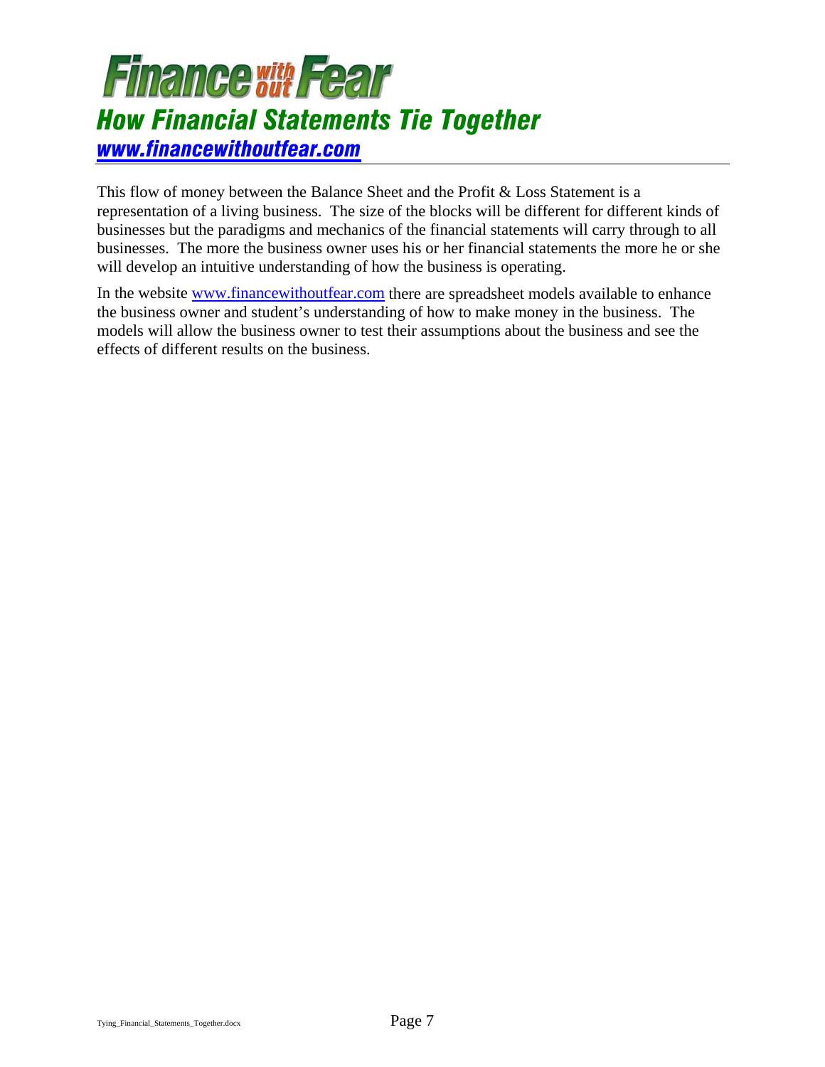This flow of money between the Balance Sheet and the Profit & Loss Statement is a representation of a living business. The size of the blocks will be different for different kinds of businesses but the paradigms and mechanics of the financial statements will carry through to all businesses. The more the business owner uses his or her financial statements the more he or she will develop an intuitive understanding of how the business is operating.

In the website www.financewithoutfear.com there are spreadsheet models available to enhance the business owner and student's understanding of how to make money in the business. The models will allow the business owner to test their assumptions about the business and see the effects of different results on the business.